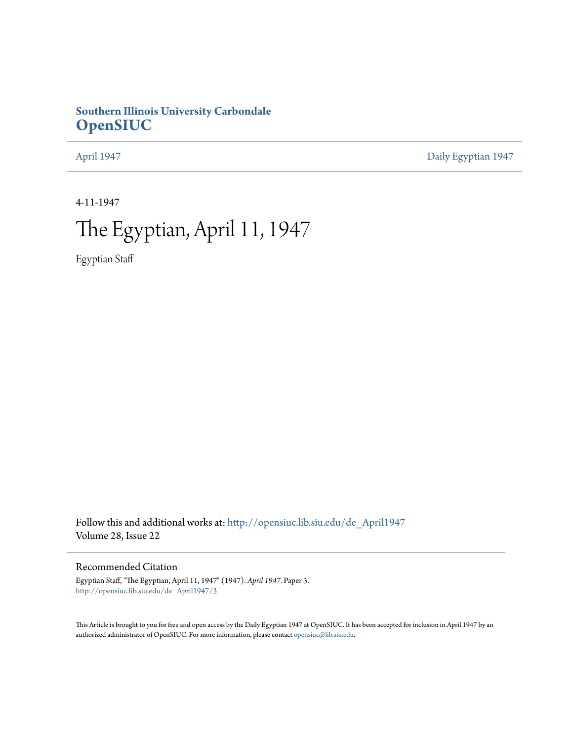**Southern Illinois University Carbondale**
**OpenSIUC**

April 1947 | Daily Egyptian 1947

4-11-1947

# The Egyptian, April 11, 1947

Egyptian Staff

Follow this and additional works at: http://opensiuc.lib.siu.edu/de_April1947
Volume 28, Issue 22

## Recommended Citation

Egyptian Staff, "The Egyptian, April 11, 1947" (1947). *April 1947.* Paper 3.
http://opensiuc.lib.siu.edu/de_April1947/3

This Article is brought to you for free and open access by the Daily Egyptian 1947 at OpenSIUC. It has been accepted for inclusion in April 1947 by an authorized administrator of OpenSIUC. For more information, please contact opensiuc@lib.siu.edu.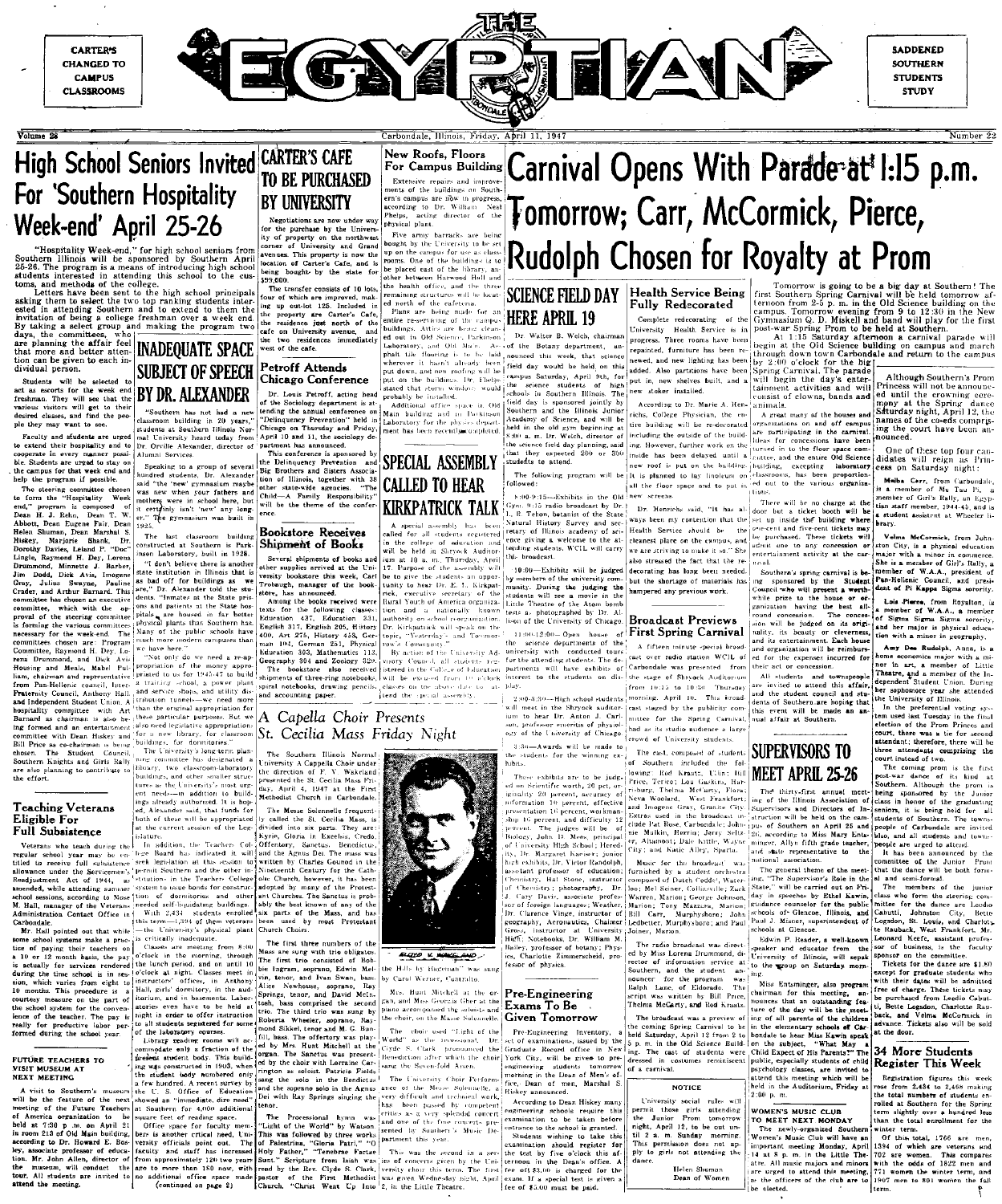CARTER'S CHANGED TO CAMPUS CLASSROOMS

# THE EGYPTIAN

SADDENED SOUTHERN STUDENTS STUDY

Volume 28 — Carbondale, Illinois, Friday, April 11, 1947 — Number 22

# Carnival Opens With Parade at 1:15 p.m. Tomorrow; Carr, McCormick, Pierce, Rudolph Chosen for Royalty at Prom

Tomorrow is going to be a big day at Southern! The first Southern Spring Carnival will be held tomorrow afternoon from 2-5 p.m. in the Old Science building on the campus. Tomorrow evening from 9 to 12:30 in the New Gymnasium Q. D. Miskell and band will play for the first post-war Spring Prom to be held at Southern.

At 1:15 Saturday afternoon a carnival parade will begin at the Old Science building on campus and march through down town Carbondale and return to the campus by 2:00 o'clock for the big Spring Carnival. The parade will begin the day's entertainment activities and will consist of clowns, bands and animals.

A great many of the houses and organizations on and off campus are participating in the carnival. Ideas for concessions have been turned in to the floor space committee, and the entire Old Science building, excepting laboratory classrooms, has been proportioned out to the various organizations.

There will be no charge at the door but a ticket booth will be set up inside the building where one-cent and five-cent tickets may be purchased. These tickets will admit one to any concession or entertainment activity at the carnival.

Southern's spring carnival is being sponsored by the Student Council who will present a worthwhile prize to the house or organization having the best all-round concession. The concession will be judged on its originality, its beauty or cleverness, and its entertainment. Each house and organization will be reimbursed for the expenses incurred for their act or concession.

All students and townspeople are invited to attend this affair, and the student council and students of Southern are hoping that this event will be made an annual affair at Southern.

Although Southern's Prom Princess will not be announced until the crowning ceremony at the Spring dance Saturday night, April 12, the names of the co-eds comprising the court have been announced.

One of these four top candidates will reign as Princess on Saturday night:

**Melba Carr**, from Carbondale, is a member of Mu Tau Pi, a member of Girl's Rally, an Egyptian staff member, 1944-45, and is a student assistant at Wheeler library.

**Velma McCormick**, from Johnston City, is a physical education major with a minor in commerce. She is a member of Girl's Rally, a member of W.A.A., president of Pan-Hellenic Council, and president of Pi Kappa Sigma sorority.

**Lois Pierce**, from Royalton, is a member of W.A.A., a member of Sigma Sigma Sigma sorority, and her major is physical education with a minor in geography.

**Amy Dee Rudolph**, Anna, is a home economics major with a minor in art, a member of Little Theatre, and a member of the Independent Student Union. During her sophomore year she attended the University of Illinois.

In the preferential voting system used last Tuesday in the final election of the Prom Princess and court, there was a tie for second attendant; therefore, there will be three attendants comprising the court instead of two.

The coming prom is the first post-war dance of its kind at Southern. Although the prom is being sponsored by the Junior class in honor of the graduating seniors, it is being held for all students of Southern. The townspeople of Carbondale are invited also, and all students and townspeople are urged to attend.

It has been announced by the committee of the Junior Prom that the dance will be both formal and semi-formal.

The members of the junior class who form the steering committee for the dance are Leodio Cabutti, Johnston City, Bettie Logsdon, St. Louis, and Charlotte Haubach, West Frankfort, Mr. Leonard Keefe, assistant professor of business, is the faculty sponsor on the committee.

Tickets for the dance are $1.80 except for graduate students who with their dates will be admitted free of charge. These tickets may be purchased from Leodio Cabutti, Bette Logsdon, Charlotte Haubach, and Velma McCormick in advance. Tickets will also be sold at the door.

## High School Seniors Invited For 'Southern Hospitality Week-end' April 25-26

"Hospitality Week-end," for high school seniors from Southern Illinois will be sponsored by Southern April 25-26. The program is a means of introducing high school students interested in attending this school to the customs, and methods of the college.

Letters have been sent to the high school principals asking them to select the two top ranking students interested in attending Southern and to extend to them the invitation of being a college freshman over a week end. By taking a select group and making the program two days, the committees, who are planning the affair feel that more and better attention can be given to each individual person.

Students will be selected to act as escorts for the week end freshman. They will see that the various visitors will get to their desired classes, and find the people they may want to see.

Faculty and students are urged to extend their hospitality and to cooperate in every manner possible. Students are urged to stay on the campus for that week end and help the program if possible.

The steering committee chosen to form the "Hospitality Week end," program is composed of Dean H. J. Rehn, Dean T. W. Abbott, Dean Eugene Fair, Dean Helen Shuman, Dean Marshal S. Hiskey, Marjorie Shank, Dr. Dorothy Davies, Leland P. "Doc" Lingle, Raymond H. Dey, Lorena Drummond, Minnette J. Barber, Jim Dodd, Dick Avis, Imogene Gray, Julius Swayne, Pauline Crader, and Arthur Barnard. This committee has chosen an executive committee, which with the approval of the steering committee is forming the various committees necessary for the week-end. The committees chosen are: Program Committee, Raymond H. Dey, Lorena Drummond, and Dick Avis; Housing and Meals, Mabel Pulliam, chairman and representative from Pan-Hellenic council, Inter-Fraternity Council, Anthony Hall, and Independent Student Union. A hospitality committee with Art Barnard as chairman is also being formed and an entertainment committee with Dean Hiskey and Bill Price as co-chairman is being chosen. The Student Council, Southern Knights and Girls Rally are also planning to contribute to the effort.

## Teaching Veterans Eligible For Full Subsistence

Veterans who teach during the regular school year may be entitled to receive full subsistence allowance under the Servicemen's Readjustment Act of 1944, as amended, while attending summer school sessions, according to Wm. M. Hall, manager of the Veterans Administration Contact Office in Carbondale.

Mr. Hall pointed out that while some school systems make a practice of paying their teachers on a 10 or 12 month basis, the pay is actually for services rendered during the time school is in session, which varies from eight to 10 months. This procedure is a courtesy measure on the part of the school system for the convenience of the teacher. The pay is really for productive labor performed during the school year.

### FUTURE TEACHERS TO VISIT MUSEUM AT NEXT MEETING

A visit to Southern's museum will be the feature of the next meeting of the Future Teachers of America organization to be held at 7:30 p.m. on April 21 in room 213 of Old Main building, according to Dr. Howard E. Bosley, associate professor of education. Mr. John Allen, director of the museum, will conduct the tour. All students are invited to attend the meeting.

## CARTER'S CAFE TO BE PURCHASED BY UNIVERSITY

Negotiations are now under way for the purchase by the University of property on the northwest corner of University and Grand avenues. This property is now the location of Carter's Cafe, and is being bought by the state for $59,000.

The transfer consists of 10 lots, four of which are improved, making up out-lot 125. Included in the property are Carter's Cafe, the residence just north of the cafe on University avenue, and the two residences immediately west of the cafe.

## INADEQUATE SPACE SUBJECT OF SPEECH BY DR. ALEXANDER

"Southern has not had a new classroom building in 20 years," students at Southern Illinois Normal University heard today from Dr. Orville Alexander, director of Alumni Services.

Speaking to a group of several hundred students, Dr. Alexander said "the 'new' gymnasium maybe was new when your fathers and mothers were in school here, but it certainly isn't 'new' any longer." The gymnasium was built in 1925.

The last classroom building constructed at Southern is Parkinson Laboratory, built in 1928.

"I don't believe there is another state institution in Illinois that is as bad off for buildings as we are," Dr. Alexander told the students. "Inmates at the State prisons and patients at the State hospitals are housed in far better physical plants than Southern has. Many of the public schools have much more modern campuses than we have here."

"Not only do we need a re-appropriation of the money appropriated to us for 1945-47 to build a training school, a power plant and service shops, and utility distribution tunnels—we need more than the original appropriation for these particular purposes. But we also need legislative appropriation for a new library, for classroom buildings, for dormitories."

The University's long-term planning committee has designated a library, two classroom-laboratory buildings, and other smaller structures as the University's most urgent needs—in addition to buildings already authorized. It is hoped, Alexander said, that funds for both of these will be appropriated at the current session of the Legislature.

In addition, the Teachers College Board has indicated it will seek legislation at this session to permit Southern and the other institutions in the Teachers College system to issue bonds for construction of dormitories and other needed self-liquidating buildings.

With 2,434 students enrolled this term—1,394 of them veterans—the University's physical plant is critically inadequate.

Classes are meeting from 8:00 o'clock in the morning, through the lunch period, and on until 10 o'clock at night. Classes meet in instructors' offices, in Anthony Hall, girls' dormitory, in the auditorium, and in basements. Laboratories even have to be held at night in order to offer instruction to all students registered for some of the laboratory courses.

Library reading rooms will accommodate only a fraction of the present student body. This building was constructed in 1903, when the student body numbered only a few hundred. A recent survey by the U. S. Office of Education showed an immediate, dire need at Southern for 4,000 additional square feet of reading space.

Office space for faculty members is another critical need. University officials point out. The faculty and staff has increased from approximately 120 two years ago to more than 180 now, with no additional office space made

(continued on page 2)

## New Roofs, Floors For Campus Building

Extensive repairs and improvements of the buildings on Southern's campus are now in progress, according to Dr. William Neal Phelps, acting director of the physical plant.

Five army barracks are being bought by the University to be set up on the campus for use as classrooms. One of the buildings is to be placed east of the library, another between Harwood Hall and the health office, and the three remaining structures will be located north of the cafeteria.

Plans are being made for an entire re-servicing of the campus buildings. Attics are being cleaned out in Old Science, Parkinson Laboratory, and Old Main. Asphalt tile flooring is to be laid wherever it hasn't already been put down, and new roofing will be put on the buildings. Dr. Phelps stated that storm windows would probably be installed.

Additional office space in Old Main building and in Parkinson Laboratory for the physics department has been recently completed.

## Petroff Attends Chicago Conference

Dr. Louis Petroff, acting head of the Sociology department is attending the annual conference on "Delinquency Prevention" held in Chicago on Thursday and Friday, April 10 and 11, the sociology department has announced.

This conference is sponsored by the Delinquency Prevention and Big Brothers and Sisters Association of Illinois, together with 38 other state-wide agencies. "The Child—A Family Responsibility" will be the theme of the conference.

## Bookstore Receives Shipment of Books

Several shipments of books and other supplies arrived at the University bookstore this week, Carl Trobaugh, manager of the bookstore, has announced.

Among the books received were texts for the following classes: Education 437, Education 331, English 317, English 205, History 400, Art 275, History 453, German 104, German 251, Physical Education 303, Mathematics 113, Geography 304 and Zoology 320. The bookstore also received shipments of three-ring notebooks, spiral notebooks, drawing pencils, and accounting paper.

## SPECIAL ASSEMBLY CALLED TO HEAR KIRKPATRICK TALK

A special assembly has been called for all students registered in the college of education and will be held in Shryock Auditorium at 10 a.m. Thursday, April 17. Purpose of the assembly will be to give the students an opportunity to hear Dr. E. L. Kirkpatrick, executive secretary of the Rural Youth of America organization and a nationally known authority on school reorganization. Dr. Kirkpatrick will speak on the topic, "Yesterday—and Tomorrow's Community."

By action of the University Advisory Council, all students registered in the College of Education will be excused from 10 o'clock classes on the above date to attend the special assembly.

## A Capella Choir Presents St. Cecilia Mass Friday Night

The Southern Illinois Normal University A Capella Choir under the direction of F. V. Waekland presented the St. Cecilia Mass Friday, April 4, 1947 at the First Methodist Church in Carbondale.

The Messe Solennelle frequently called the St. Cecilia Mass, is divided into six parts. They are: Kyrie, Gloria in Excelsis, Credo, Offertory, Sanctus, Benedictus, and the Agnus Dei. The mass was written by Charles Gounod in the Nineteenth Century for the Catholic Church, however, it has been adopted by many of the Protestant Churches. The Sanctus is probably the best known of any of the six parts of the Mass, and has been used by most Protestant Church Choirs.

The first three numbers of the Mass are sung with trio obligatos. The first trio consisted of Bobbie Ingram, soprano, Edwin Melvin, tenor, and Ivan Swan, bass. Alice Newhouse, soprano, Ray Springs, tenor, and David McIntosh, bass comprised the second trio. The third trio was sung by Roberta Wheeler, soprano, Raymond Sikkel, tenor and M. G. Bunfill, bass. The offertory was played by Mrs. Hunt Mitchell at the organ. The Sanctus was presented by the choir with Lorraine Carrington as soloist. Patricia Fields sang the solo in the Benedictus and the soprano solo in the Agnus Dei with Ray Springs singing the tenor.

The Processional hymn was "Light of the World" by Watson. This was followed by three works of Palestrina, "Gloria Patri," "O Holy Father," "Tenebrae Factae Sunt." Scripture from Isaiah was read by the Rev. Clyde S. Clark, pastor of the First Methodist Church. "Christ Went Up Into the Hills by Hageman" was sung by Carol Werner, Contralto.

FLOYD V. WAKELAND

Mrs. Hunt Mitchell at the organ, and Miss Georgia Ober at the piano accompanied the soloists and the choir, on the Masse Solennelle.

The choir used "Light of the World" as the recessional. Dr. Clyde S. Clark pronounced the Benediction after which the choir sang the Seven-fold Amen.

The University Choir Performance of the Masse Solennelle, a very difficult and technical work, has been praised by competent critics as a very splendid concert and one of the finest concert presented by Southern's Music Department this year.

This was the second in a series of concerts given by the University choir this term. The first was given Wednesday night, April 2, in the Little Theatre.

## SCIENCE FIELD DAY HERE APRIL 19

Dr. Walter B. Welch, chairman of the Botany department, announced this week, that science field day would be held on this campus Saturday, April 9th, for the science students of high schools in Southern Illinois. The field day is sponsored jointly by Southern and the Illinois Junior Academy of Science, and will be held in the old gym beginning at 8:00 a. m. Dr. Welch, director of the science field day planning, said that they expected 200 or 300 students to attend.

The following program will be followed:

8:00-9:15—Exhibits in the Old Gym. 9:15 radio broadcast by Dr. L. R. Tehon, botanist of the State Natural History Survey and secretary of Illinois academy of science giving a welcome to the attending students. WCIL will carry the broadcast.

10:00—Exhibits will be judged by members of the university community. During the judging the students will see a movie in the Little Theatre of the Atom bomb tests as photographed by Dr. Allison of the University of Chicago.

11:00-12:00—Open house of the science departments of the university with conducted tours for the attending students. The departments will have exhibits of interest to the students on display.

2:00-3:30—High school students will meet in the Shryock auditorium to hear Dr. Anton J. Carlson, professor emeritus of physiology of the University of Chicago.

3:30—Awards will be made to the students for the winning exhibits.

These exhibits are to be judged on Scientific worth, 20 pct. originality 20 percent, accuracy of information 10 percent, effective presentation 10 percent, workmanship 10 percent, and difficulty 10 percent. The judges will be of Biology, John D. Mees, principal of University High School; Heredity, Dr. Margaret Kaeiser, junior high exhibits, Dr. Victor Randolph, assistant professor of education; Chemistry, Hal Stone, instructor of Chemistry; photography, Dr. J. Cary Davis, associate professor of foreign languages; Weather, Dr. Clarence Vinge, instructor of geography, Aeronautics, Chalmer Gross, instructor at University High; Notebooks, Dr. William M. Bailey, professor of botany; Physics, Charlotte Zimmerschied, professor of physics.

## Pre-Engineering Exams To Be Given Tomorrow

Pre-Engineering Inventory, a set of examinations, issued by the Graduate Record office in New York City, will be given to pre-engineering students tomorrow morning in the Dean of Men's office, Dean of men, Marshal S. Hiskey announced.

According to Dean Hiskey many engineering schools require this examination to be taken before entrance to the school is granted.

Students wishing to take this examination should register for the test by five o'clock this afternoon in the Dean's office. A fee of $3.00 is charged for the exam. If a special test is given a fee of $5.00 must be paid.

## Health Service Being Fully Redecorated

Complete redecorating of the University Health Service is in progress. Three rooms have been repainted, furniture has been renewed, and new lighting has been added. Also partitions have been put in, new shelves built, and a new stoker installed.

According to Dr. Marie A. Henrichs, College Physician, the entire building will be re-decorated including the outside of the building. However, further work on the inside has been delayed until a new roof is put on the building. It is planned to lay linoleum on all the floor space and to put in new screens.

Dr. Henrichs said, "It has always been my contention that the Health Service should be the cleanest place on the campus, and we are striving to make it so." She also stressed the fact that the redecorating has long been needed, but the shortage of materials has hampered any previous work.

## Broadcast Previews First Spring Carnival

A fifteen minute special broadcast over radio station WCIL of Carbondale was presented from the stage of Shryock Auditorium from 10:15 to 10:30 Thursday morning, April 10. This broadcast staged by the publicity committee for the Spring Carnival, had as its studio audience a large crowd of University students.

The cast, composed of students of Southern included the following: Rod Kraatz, Elkin; Bill Price, Terico; Lou Gaskins, Harrisburg; Thelma McCarty, Flora; Neva Woolard, West Frankfort; and Imogene Gray, Granite City. Extras used in the broadcast include Pat Rose, Carbondale; Johnnie Mulkin, Herrin; Jerry Seltzer, Altamont; Dale Kittle, Wayne City; and Katie Alley, Sparta.

Music for the broadcast was furnished by a student orchestra composed of Dutch Coddel, Waterloo; Mel Seiner, Collinsville; Zack Warren, Marion; George Johnson, Marion; Tony Mazzara, Marion; Bill Carr, Murphysboro; John Ledbetter, Murphysboro; and Paul Joiner, Marion.

The radio broadcast was directed by Miss Lorena Drummond, director of information service at Southern, and the student announcer for the program was Ralph Lane, of Eldorado. The script was written by Bill Price, Thelma McCarty, and Rod Kraatz.

The broadcast was a preview of the coming Spring Carnival to be held Saturday, April 12 from 2 to 5 p.m. in the Old Science Building. The cast of students were dressed in costumes reminiscent of a carnival.

**NOTICE**

University social rules will permit those girls attending the Junior Prom tomorrow night, April 12, to be out until 2 a. m. Sunday morning. This permission does not apply to girls not attending the dance.

Helen Shuman
Dean of Women

## SUPERVISORS TO MEET APRIL 25-26

The thirty-first annual meeting of the Illinois Association of Supervisors and Directors of Instruction will be held on the campus of Southern on April 25 and 26, according to Miss Mary Entsminger, Allyn fifth grade teacher, state representative to the national association.

The general theme of the meeting, "The Supervisor's Role in the State," will be carried out on Friday in speeches by Ethel Kawin, guidance counselor for the public schools of Glencoe, Illinois, and Paul J. Misner, superintendent of schools at Glencoe.

Edwin P. Reader, a well-known speaker and educator from the University of Illinois, will speak to the group on Saturday morning.

Miss Entsminger, also program chairman for this meeting, announces that an outstanding feature of the day will be the meeting of all parents of the children in the elementary schools of Carbondale to hear Miss Kawin speak on the subject, "What May Child Expect of His Parents?" The public, especially students of child psychology classes, are invited to attend this meeting which will be held in the Auditorium, Friday at 2:00 p. m.

### WOMEN'S MUSIC CLUB TO MEET NEXT MONDAY

The newly-organized Southern Women's Music Club will have an important meeting Monday, April 14 at 8 p. m. in the Little Theatre. All music majors and minors are urged to attend this meeting, as the officers of the club are to be elected.

## 34 More Students Register This Week

Registration figures this week rose from 2,434 to 2,468 making the total numbers of students enrolled at Southern for the Spring term slightly over a hundred less than the total enrollment for the winter term.

Of this total, 1766 are men, 1394 of which are veterans and 702 are women. This compares with the odds of 1622 men and 771 women the winter term, and 1907 men to 801 women the fall term.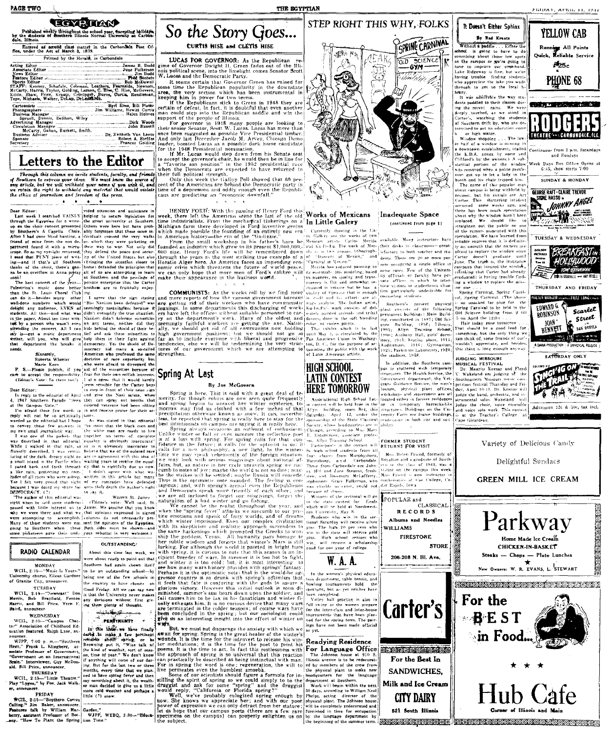# EGYPTIAN

Published weekly throughout the school year, excepting holidays, by the students of Southern Illinois Normal University at Carbondale, Illinois.

Entered as second class matter in the Carbondale Post Office, under the Act of March 3, 1879.

Printed by the Herald, in Carbondale

Acting Editor ... James B. Dodd
Associate Editor ... June Fulkerson
News Editor ... Jim Dodd
Feature Editor ... Fred Sentels
Sports Editor ... Bob McDowell
STAFF: Kenney, Schafale, Coleman, Leathers, Fearnside, Newsom, McCarty, Harris, Taylor, Golding, Larson, C. Hise, McGovern, Kittle, Shaw, Price, Kraatz, Crisinger, Burns, Curtis, Rendleman, Tope, Michaels, Walker, DeLap, DeLeonardo.

Cartoonists ... Byrl Sims, Bill Plater
Photographers ... Jim Williams, Hewitt Curtis
Business Manager ... Helen Holmes
Spruell, Dennis, DeShon, Wiley
Advertising Manager ... Dick Woods
Circulation Manager ... John Russell
McCarty, Gahan, Burkett, Smith.
Business Adviser ... Dr. Kenneth Van Lente
Sponsor ... Robert A. Steffes
Secretary ... Frances Golding

# Letters to the Editor

*Through this column we invite students, faculty, and friends of Southern to express your ideas. We must know the source of any article, but we will withhold your name if you wish it, and we retain the right to withhold any material that would violate the ethics of journalism and freedom of the press.*

Dear Editor:

Last week I searched VAINLY through the Egyptian for a write-up on the choir concert presented by Southern's A Cappella Choir. After I had gone blind hunting, a friend of mine from the zoo department found it with a microscope. So as my eye-sight returned, I read that PUNY piece of writing—and if that's all Southern thanks of the choir, there's gonna be an overflow at Anna pretty soon!

The best concert of the year—Palestrina's music done better than the St. Louis Choral Club can do it—besides many other well-done numbers which would delight any audience, EVEN of students. All this—and what was in the paper. About ten lines written by a person who wasn't even attending the concert. All I can say is—get a music department writer, will you, who will give that department the breaks it needs.

Sincerely,
Roberta Wheeler
Marie Kern

P. S.—Please publish, if you care to accept the responsibility. (Editor's Note: So there too!)

Dear Editor:

In reply to the editorial of April 4, 1947 Southern Parade "Seen at the Campus Gate."

I'm afraid these few words in reply will not be so artfully worded as the editorial but I hope to convey these few answers in my own small journalistic way.

I was one of the pickets that was described in that editorial. While I walked in that rain, so fluently described, I was reminiscing of the dark, dreary nights on a small island in the Pacific when I paced back and forth through a like rain, protecting my comrades of all races who were asleep. Yes I felt very proud that night because I was doing my share for DEMOCRACY. (?)

The author of that editorial was right when he said some students passed with little interest as to why we were there and what we were attempting to accomplish. Many of these students were not going to Southern when these same picketeers gave their undivided attention and assistance in helping to secure legislation for the great university at Southern. Others were here but have probably forgotten that these same individuals crossed the very walks on which they were picketing on their way to war. Not only did they defend the peace and security of the United States but also (bringing the situation closer to home) defended the principles that all of us are attempting to learn at Southern and the privilege of private enterprise that the Carter brothers are so fruitfully enjoying.

I agree that the sign stating "Has Nazism been defeated" was seemingly meaningless because it didn't exemplify the true situation. Nazism didn't tolerate minorities on any terms, neither did they hide behind the shield of their belief and ask those minorities to help them in their fight against democracy. Yes the shield of Democracy had many a so-called American who professed the same doctrine of race superiority but who were afraid to disregard the aid of the minorities because of fear for their own selfish interests. I also agree that it would hardly seem sensible for the Carter boys to step in front of their neon sign and give the Nazi salute, when they can spray out booths that colored veterans had been sitting in and receive praise for their actions.

As was stated in that editorial "to insist that the black men and the white men are ready to live together on terms of complete equality is obviously inaccurate" so is it obviously inaccurate to believe that we of the colored race are in agreement with the idea of waiting years to receive the equality that is rightfully due us now.

I didn't agree with what was written in this article but many of my comrades have defended unto their death the author's right to say it.

Warren St. James

(Editor's note: Well said, St. James. We assume that you know that opinions expressed in signed columns do not necessarily represent the opinions of the Egyptian. Both sides must be shown—and your rebuttal is very welcome.)

## RADIO CALENDAR

**MONDAY**

WCIL, 2:15—"Music Is Yours." University chorus, Eileen Gardner of Granite City, announcer.

**TUESDAY**

WCIL, 2:15—"Newscast." Don Morris, Bob Brayfield, Fenton Harris, and Bill Price. Vern E. Baird, announcer.

**WEDNESDAY**

WCIL, 2:15—"Campus Chatter." Association of Childhood Education featured. Ralph Lane, announcer.

WJPF, 7:00 p. m.—"Southern Host," Frank L. Klingberg, associate Professor of Government, "Government on an International Scale." Interviewer, Guy McDonald. Bill Price, announcer.

**THURSDAY**

WCIL, 2:15—"Little Theatre." Play "Lygea," by Poe. Jack Walker, announcer.

**FRIDAY**

WCIL, 2:15—"Southern Coeds Calling." Jim Baker, announcer. Features talk by William Marberry, assistant Professor of Botany. "How To Plant the Spring Garden."

WJPF, WEBQ, 2:30—"Education Time."

## OUTSTANDING!

About this time last week, we were about ready to point out that Southern had again shown itself to be an outstanding school—by being one of the few schools in the country to have classes on Good Friday. All we can say now is that the University never makes any decisions without first giving them plenty of thought.

## PERTINENT?

In this little we have finally dared to make a few pertinent remarks about spring, or as Browning put it, "Wise talk of the kind of weather, sort of season, time of year." We don't know if anything will come of our daring. But for the last two or three months, every time that we planned to have spring fever and then say something about it, the weather man decided to give us a little more cold weather and perhaps a little (?) snow.

# So the Story Goes...

CURTIS HISE and CLETIS HISE

**LUCAS FOR GOVERNOR:** As the Republican regime of Governor Dwight H. Green fades out of the Illinois political scene, into the limelight comes Senator Scott W. Lucas and the Democratic Party.

It seems certain that Governor Green has ruined for some time the Republican popularity in the downstate area, the very section which has been instrumental in keeping him in power for two terms.

If the Republicans stick to Green in 1948 they are certain of defeat. In fact, it is doubtful that even another man could step into the Republican saddle and win the support of the people of Illinois.

For governor in 1948 many people are looking to their senior Senator, Scott W. Lucas. Lucas has more than once been suggested as possible Vice Presidential timber. And only last December Jacob M. Arvey, Chicago Demo leader, boosted Lucas as a possible dark horse candidate for the 1948 Presidential nomination.

If Mr. Lucas would step down from his Senate seat to accept the governor's chair, he would then be in line for a "favorite son position" in the 1952 presidential race when the Democrats are expected to have returned to their full political strength.

Only this week the Gallup Poll showed that 60 percent of the Americans are behind the Democratic party in time of a depression and oddly enough even the Republicans are predicting an "economic downfall."

\* \* \*

**HENRY FORD:** With the passing of Henry Ford this week, there left the American scene the last of the old time industrialists. From the mechanical tinkerings on a Michigan farm there developed in Ford inventive genius which made possible the founding of an entirely new era in American history—the era of the "tin-lizzie."

From the small workshop in his father's barn he founded an industry which grew to its present $1,000,000,000 size. Henry Ford's life will be remembered down through the years as the most striking true example of a Horatio Alger hero. As America faces an impending economic crisis which threatens the future of world peace, we can only hope that more men of Ford's calibre will make their appearance in the business world.

\* \* \*

**COMMUNISTS:** As the weeks roll by we find more and more reports of how the various government bureaus are getting rid of their workers who have communistic leanings. In some departments this discharging of workers have left the offices without suitable personnel to carry on the department's work. Many of the oldest and seemingly faithful workers are getting the axe. Naturally, we should get rid of all communists now holding high government positions; but we should not go so far as to include everyone with liberal and progressive tendencies, else we will be undermining the very structures of our government which we are attempting to strengthen.

## Spring At Last

By Joe McGovern

Spring is here. This is said with a great deal of temerity, for though robins are now seen quite frequently and spring begins to unravel her winter mysteries, tomorrow may find us clothed with a few inches of that precipitation otherwise known as snow. It can, nevertheless, be reported that spring is really here to stay for the best unambitious on campus are saying it is really here.

Spring always occasions an outburst of enthusiasm. Unlike winter or fall or even summer the reflective poet is at a loss with spring. For spring calls for that confidence in the future; it calls for the optimist in us; it calls for a new philosophy, a new light. In the winter time we may speak vehemently of the foreign situation, we may look with serious misgivings about national affairs, but, as nature in her cycle unravels spring we succumb to notes of joy; maybe the world is not so dim; maybe the strikes will be settled; maybe Russia will concede. Thus is the optimistic note sounded. The feeling is contagious; and, with spring's arrival even the Republicans and Democrats speak more friendly of each other; and we are all inclined to forget our misgivings, forget the naturalism of a bad winter and go fishing.

We cannot be the realist throughout the year, and when the "spring fever" attacks we succumb to our pristine emotions and speak of fairy worlds, and of dreams which winter imprisoned. Even our complex civilization with its skepticism and realistic approach surrenders to the same awakenings which prompted the Greeks to worship the goddess, Venus. All humanity pays homage to her subtle wisdom and forgets that winter's Mars is still lurking. For although the world is painted in bright hues with spring, it is curious to note that this season is an incipient breeder of wars. In summer it is too hot to fight, and winter it is too cold; but, it is most interesting to see how many wars history provides with springs' fantasy. Perhaps it is the optimistic note; that is the would-be aggressor country is so drunk with spring's optimism that it feels that fate is conjuring with the gods to assure a glorious victory. However this initial outlook is soon diminished, summer's sun beats down upon the soldier, and fall causes him to be lax in his fanaticism and winter finally exhausts him. It is no curious device that many wars are terminated in the colder seasons; of course wars have been concluded in the spring; but our sociologist could give us an interesting insight into the effect of winter on wars.

But, we must not disparage the anxiety with which we await for spring. Spring is the great healer of the winter's wounds. It is the time for the introvert to release his winter meditations; it is the time for the poet to print his poems. It is time to act. In fact this restlessness with the approach of spring is so universal that this reaction can practically be described as being instinctual with man. For in spring the word is one; regeneration, the will to live permeates even the humblest amoeba.

Some of our scientists should figure a formula for instilling the spirit of spring so we could simply to to the druggist and ask for some "spring" and the druggist would reply, "California or Florida spring?"

Well, we've probably eulogized spring enough by now. She knows we appreciate her; and with our poor power of expression we can only detract from her stature; let us hope that our campus poets (there are a few rare specimens on the campus) can properly enlighten us on the subject.

# STEP RIGHT THIS WAY, FOLKS

## Works of Mexicans In Little Gallery

Currently showing in the Little Gallery are the works of two Mexican artists, Carlos Merida and Kuhn-Fu. The work of Merida is in two groups, lithographs of "Dancers of Mexico," and "Carnival in Mexico."

Merida has reduced painting to its essentials. His modeling, based on nuances, on quality and transparency is flat and somewhat restrained in volume but he has a quality of rigorous that is enough in itself and his effects are always analytic. The Indian artist, Kuhn-Fu's work consists of delicately painted animals and tribal dances, done in the soft blending color of casein paints.

The exhibit which is to last until May 1 is circulated by the Pan American Union in Washington, D. C., for the purpose of acquainting the public with the work of Latin American artists.

# HIGH SCHOOL LATIN CONTEST HERE TOMORROW

Associational High School Latin contest will be held here in the Allyn building, room 304, this Saturday, April 12, under the sponsorship of the State Classical Society, whose headquarters are in Chicago, according to Miss Mary E. Entsminger, associate professor, Allyn Training School.

Participants in the contest will be high school students from all four classes from Murphysboro, Harrisburg, and Carbondale. Those from Carbondale are John and Jane Stearns, freshmen, and Rosemary McLafferty, sophomore. Grace Fulkerson, who was eligible to enter, could not because of illness.

Winners of the sectional will go to the state contest for finals, which will be held at Northwestern University, May 3.

Students who win in the sectional Saturday will receive silver pins. The high 20 per cent who win in the state will receive gold pins. High school seniors who win will receive a scholarship good for one year of college.

# W. A. A.

In the women's physical education department, table tennis, and bowling tournaments hold the spotlight, but as yet neither have been completed.

Volley ball practice is also in full swing as the women prepare for the inter-class and inter-house tournaments that have been planned for the spring term. The pairings have not been made official as yet.

## Readying Residence For Language Office

The Johnson house at 910 S. Illinois avenue is to be redecorated by members of the crew from the physical plant to make new headquarters for the language department at Southern.

Work will begin within the next 30 days, according to William Neal Phelps, acting director of the physical plant. The Johnson house will be completely redecorated and furnished in time for occupation by the language department by the beginning of the summer term.

## Inadequate Space

(continued from page 1)

available. Many instructors have their desks in classrooms—unsatisfactory to both teacher and students. There are 20 or more persons occupying a single office in some cases. Few of the University officials or faculty have private offices in which to interview visitors or students—a situation particularly undesirable for counseling students.

Southern's present physical plant consists of the following permanent buildings: Main Building, constructed in 1887; Old Science Building, 1896; Library, 1905; Allyn Training School, 1908; Anthony Hall, girls' dormitory, 1913; heating plant, 1915; Auditorium, 1916; Gymnasium, 1925; Parkinson Laboratory, 1928; the stadium, 1938.

In addition, the Southern campus is cluttered with temporary structures. The Health Service, the Government department, the Veterans' Guidance Service, the men's lounge, physical plant offices, workshops and storerooms are all located either in former residences or in temporary barracks-like structures. Buildings on the Chautauqua Farm are frame buildings, inadequate in both size and suitability.

## FORMER STUDENT RETURNS FOR VISIT

Miss Helen Friend, formerly of Royalton and a graduate of Southern in the class of 1943, was a visitor on the campus this week. Miss Friend is now instructor in mathematics at Coe College, Cedar Rapids, Iowa.

POPULAR and CLASSICAL
RECORDS
Albums and Needles
WILLIAMS
FIRESTONE
STORE
206-208 N. Ill. Ave.

Carter's
For the Best In
SANDWICHES,
Milk and Ice Cream
CITY DAIRY
521 South Illinois

## It Doesn't Either Sphinx

By Rod Kraatz

Without a paddle . . . Either the school is going to have to do something about those low spots on the campus or we're going to have to improve our over-hand. Lake Ridgeway is fine, but we're having trouble finding students who appreciate the lake you wade through to get to the local library.

It was admirable the way students paddled to their classes during the recent rains. We were deeply touched, as we stood in Carter's, watching the students of Southern drift by, who are determined to have an education come h... or high water.

Window shopping . . . The lower half of a window is missing in a downtown establishment, (called the K.D.A. annex by some and Clifford's by the owners.) A substantial portion of the window was removed when a polite gentleman got up to let a lady in the booth and his chair tripped him.

The name of this popular man about campus is being withheld by request, but his initials are Art Carter. This shattering incident occurred some weeks ago, and there has been much speculation about why the window hasn't been replaced. We should like to straighten out the public on one of the rumors associated with this speculation. We have learned from reliable sources that it is definitely an untruth that the owners are afraid to replace the window since Carter doesn't graduate until June. The truth is, the insurance company that insured the window, (thinking that Carter had already graduated) is having trouble finding a window to replace the missing one . . .

Spring Carnival, Spring Carnival, Spring Carnival. (The above is an unasked for plug for the Spring Carnival to be held in the Old Science building from 2 till 5 on April the 12th) . . .

Hair today gone tomorrow . . . That should be a good lead for something, but the only thing we can think of, some friends of ours wouldn't appreciate, and besides, this thing is long enough anyway.

## JUDGING MISSOURI MUSICAL FESTIVAL

Dr. Maurits Kesnar and Floyd V. Wakeland are judging at the Southeastern Missouri music competition festival Thursday and Friday, April 10-11. Dr. Kesnar will judge the band, orchestral and instrumental solos. Wakeland will judge the choir, voice ensemble and voice solo work. This contest is at the Teacher's College at Cape Girardeau.

YELLOW CAB
Running All Points
Quick, Reliable Service
25c
PHONE 68

RODGERS
THEATRE — CARBONDALE, ILL.

Continuous from 2 p.m. Saturdays and Sundays

Week Days Box Office Opens at 6:45, show starts 7:00

SUNDAY & MONDAY
GEORGE RAFT · CLAIRE TREVOR · SIGNE HASSO in JOHNNY ANGEL

TUESDAY & WEDNESDAY
BREAKFAST in HOLLYWOOD

THURSDAY AND FRIDAY
WALTER WANGER presents FRITZ LANG'S
EDWARD G. ROBINSON · JOAN BENNETT · DAN DURYEA
Scarlet Street

SATURDAY ONLY
SINGIN' ON THE TRAIL

Admission 12c & 30c, tax incl.

Variety of Delicious Candy
Delightful Sundaes
GREEN MILL ICE CREAM

Parkway
Home Made Ice Cream
CHICKEN-IN-BASKET
Steaks — Chops — Plate Lunches
New Owners: W. R. EVANS, L. STEWART

For the BEST in Food...

Hub Cafe
Corner of Illinois and Main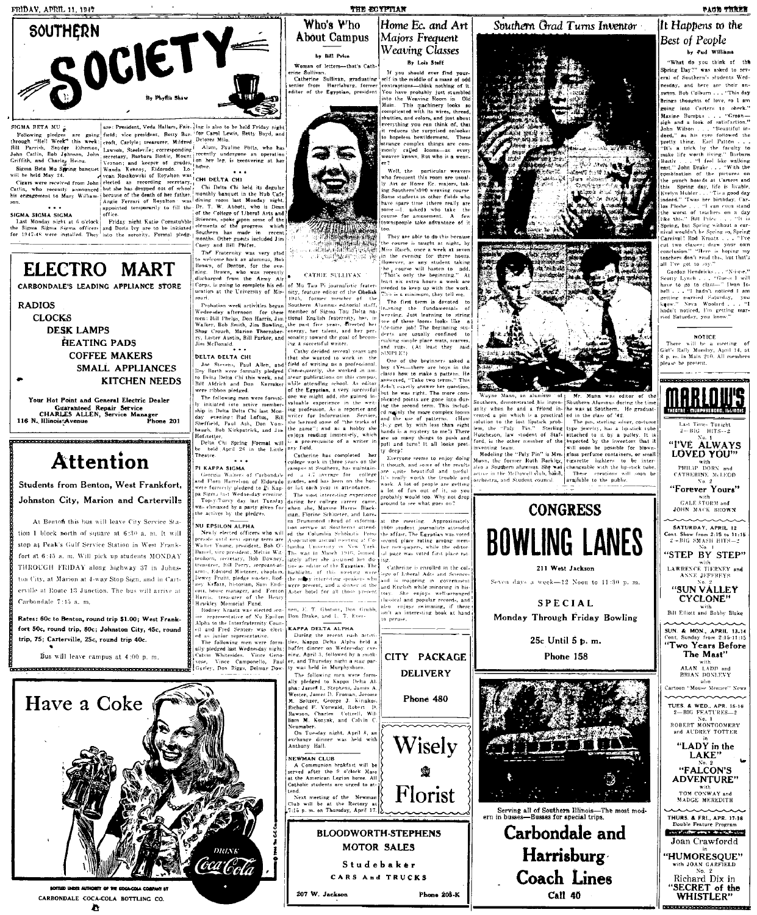# SOUTHERN SOCIETY

By Phyllis Shaw

### SIGMA BETA MU

Following pledges are going through "Hell Week" this week: Bill Parrish, Snyder Etherton, John Catlin, Bob Johnson, John Griffith, and Charley Heinz.

Sigma Beta Mu Spring banquet will be held May 24.

Cigars were received from John Catlin, who recently announced his engagement to Mary Williamson.

### SIGMA SIGMA SIGMA

Last Monday night at 6 o'clock the Sigma Sigma Sigma officers for 1947-48 were installed. They are: President, Veda Hallam, Fairfield; vice president, Betty Burcroft, Carlyle; treasurer, Mildred Lawson, Steeleville; corresponding secretary, Barbara Bostic, Mount Vernon; and keeper of grades, Wanda Kenney, Eldorado. Louvean Roszkowski of Royalton was elected as recording secretary, but she has dropped out of school because of the death of her father. Angie Ferrari of Royalton was appointed temporarily to fill the office.

Friday night Katie Cornstubble and Doris Ivy are to be initiated into the sorority. Formal pledging is also to be held Friday night for Carol Lewis, Betty Boyd, and Delores Milo.

Alum, Pauline Potts, who has recently undergone an operation on her leg, is recovering at her home.

\* \* \*

### CHI DELTA CHI

Chi Delta Chi held its regular monthly banquet in the Hub Cafe dining room last Monday night. Dr. T. W. Abbott, who is Dean of the College of Liberal Arts and Sciences, spoke upon some of the elements of the progress which Southern has made in recent months. Other guests included Jim Casey and Bill Phifer.

The Fraternity was very glad to welcome back an alumnus, Bob Brown, of Benton, for the evening. Brown, who was recently discharged from the Army Air Corps, is going to complete his education at the University of Missouri.

Probation week activities began Wednesday afternoon for these men: Bill Phelps, Don Harris, Jim Walker, Bob Smith, Jim Bowling, Shag Crouch, Marion Thornsberry, Lester Austin, Bill Parker, and Jim McDonald.

\* \* \*

### DELTA DELTA CHI

Joe Stevens, Paul Allen, and Roy Barth were formally pledged to Delta Delta Chi this week, and Bill Aldrich and Don Karraker were ribbon pledged.

The following men were formally initiated into active membership in Delta Delta Chi last Monday evening: Bud Loftus, Bill Sheffield, Paul Ash, Don Vonnbaugh, Bob Kirkpatrick, and Jim Hofstetter.

Delta Chi Spring Formal will be held April 26 in the Little Theatre.

\* \* \*

### PI KAPPA SIGMA

Georgia Walters of Carbondale and Flora Harrelson of Eldorado were formerly pledged to Pi Kappa Sigma last Wednesday evening.

Topsy-Turvy day last Tuesday was climaxed by a party given for the actives by the pledges.

### NU EPSILON ALPHA

Newly elected officers who will preside until next spring term are Walter Young, president, Bob O'Daniel, vice president, Melvin Wittenborn, secretary, Bob Downey, treasurer, Bill Perry, sergeant-at-arms, Edmund Mutzner, chaplain, Dewey Pruitt, pledge master, Rodney Krastz, historian, Sam Endicott, house manager, and Fenton Harris, treasurer of the Henry Hinckley Memorial Fund.

Rodney Krastz was elected senior representative of Nu Epsilon Alpha to the Interfraternity Council and Fred Senter was elected as junior representative.

The following men were formally pledged last Wednesday night: Calvin Whitesides, Vince Genovese, Vince Camponello, Paul Gurley, Don Riggs, Delmar Dowen, E. T. Gholson, Don Grubb, Don Drake, and L. T. Every.

### KAPPA DELTA ALPHA

During the recent rush activities, Kappa Delta Alpha held a buffet dinner on Wednesday evening, April 3, followed by a smoker, and Thursday night a stag party was held in Murphysboro.

The following men were formally pledged to Kappa Delta Alpha: James L. Stephens, James A. Wester, James D. Froman, Jerome M. Seltzer, George J. Kiriakos, Richard F. Vorwald, Robert D. Rawson, Charles Cottrell, William M. Kozyak, and Calvin C. Neumaber.

On Tuesday night, April 8, an exchange dinner was held with Anthony Hall.

### NEWMAN CLUB

A Communion breakfast will be served after the 9 o'clock Mass at the American Legion home. All Catholic students are urged to attend.

Next meeting of the Newman Club will be at the Rectory at 7:15 p. m. on Thursday, April 17.

---

# ELECTRO MART

CARBONDALE'S LEADING APPLIANCE STORE

- RADIOS
- CLOCKS
- DESK LAMPS
- HEATING PADS
- COFFEE MAKERS
- SMALL APPLIANCES
- KITCHEN NEEDS

Your Hot Point and General Electric Dealer
Guaranteed Repair Service
CHARLES ALLEN, Service Manager
116 N. Illinois Avenue — Phone 201

---

# Attention

## Students from Benton, West Frankfort, Johnston City, Marion and Carterville

At Benton this bus will leave City Service Station 1 block north of square at 6:30 a. m. It will stop at Peak's Gulf Service Station in West Frankfort at 6:45 a. m. Will pick up students MONDAY THROUGH FRIDAY along highway 37 in Johnston City, at Marion at 4-way Stop Sign, and in Carterville at Route 13 Junction. The bus will arrive at Carbondale 7:45 a. m.

**Rates: 60c to Benton, round trip $1.00; West Frankfort 50c, round trip, 80c; Johnston City, 45c, round trip, 75; Carterville, 25c, round trip 40c.**

Bus will leave campus at 4:00 p. m.

---

# Have a Coke

DRINK Coca-Cola

BOTTLED UNDER AUTHORITY OF THE COCA-COLA COMPANY BY
CARBONDALE COCA-COLA BOTTLING CO.

---

# Who's Who About Campus

by Bill Price

Woman of letters—that's Catherine Sullivan.

Catherine Sullivan, graduating senior from Harrisburg, former editor of the Egyptian, president of Mu Tau Pi journalistic fraternity, feature editor of the Obelisk 1945, former member of the Southern Alumnus editorial staff, member of Sigma Tau Delta national English fraternity, has, in the past five years, directed her energy, her talent, and her personality toward the goal of becoming a successful writer.

CATHIE SULLIVAN

Cathy decided several years ago that she wanted to work in the field of writing as a professional. Consequently, she worked in amateur publications on this campus, while attending school. As editor of the Egyptian, a very successful one we might add, she gained invaluable experience in the writing profession. As a reporter and writer for Information Service, she learned some of "the tricks of the game"; and as a hobby she enjoys reading immensely, which is a pre-requisite of a writer in any field.

Catherine has completed her college work in three years on the campus at Southern, has maintained a 4.7 average for college grades, and has been on the honor list each year in attendance.

The most interesting experience during her college career came when she, Maxine Harris Blackman, Florine Schuster, and Lorena Drummond (head of information service at Southern) attended the Columbia Scholastic Press Association annual meeting at Columbia University in New York. This was in March 1945. (Immediately after she assumed her duties as editor of the Egyptian. The highlight of this meeting were the many interesting speakers who were present, and a dinner at the Astor hotel for all those present at the meeting. Approximately 1000 student journalists attended the affair. The Egyptian was voted second place rating among member newspapers, while the editorial page was voted first place rating.

Catherine is enrolled in the college of Liberal Arts and Sciences and is majoring in government and English while minoring in history. She enjoys well-arranged classical and popular records, and also enjoys swimming, if there isn't an interesting book at hand to peruse.

---

# Home Ec. and Art Majors Frequent Weaving Classes

By Lois Steff

If you should ever find yourself in the middle of a maze of odd contraptions—think nothing of it. You have probably just stumbled into the Weaving Room in Old Main. This machinery looks so complicated with its wires, thread, shuttles, and colors, and just about everything you can think of, that it reduces the surprised onlooker to hopeless bewilderment. These strange complex things are commonly called looms—as every weaver knows. But who is a weaver?

Well, the particular weavers who frequent this room are usually Art or Home Ec. majors, taking Southern's 300 weaving course. Some students in other fields who have spare time (there really are some—I asked) who take the course for amusement. A few townspeople take advantage of it too.

They are able to do this because the course is taught at night, by Miss Rasch, once a week at seven in the evening for three hours. However, as any student taking the course will hasten to add, "That's only the beginning." At least six extra hours a week are needed to keep up with the work. This is a minimum, they tell me.

The first term is devoted to learning the fundamentals of weaving. Just learning to string one of these looms looks like a life-time job! The beginning students are usually confined to making simple place mats, scarves, and rugs. (At least they said SIMPLE!)

One of the beginners asked a boy (Yes—there are boys in the class) how to make a pattern. He answered, "Take two terms." This didn't exactly answer her question, but he was right. The more complicated points are gone into during the second term. This included mainly the more complex looms and the use of patterns. (How they ever do it with less than eight hands is a mystery to me!) There are so many things to push and pull and turn! It all looks pretty deep!

Everyone seems to enjoy doing it though, and some of the results are quite beautiful and useful. It's really worth the trouble and work. A lot of people are getting a lot of fun out of it, so you probably would too. Why not drop around to see what goes on?

---

CITY PACKAGE DELIVERY

Phone 480

---

# Wisely Florist

---

BLOODWORTH-STEPHENS MOTOR SALES

Studebaker
CARS And TRUCKS

207 W. Jackson — Phone 205-K

---

# Southern Grad Turns Inventor

Wayne Mann, an alumnus of Southern, demonstrated his ingenuity when he and a friend invented a pin which is a practical solution to the lost lipstick problem, the "Poly Pin." Sterling Hutcheson, law student of Stafford, is the other member of the inventing team.

Modeling the "Poly Pin" is Mrs. Mann, the former Ruth Barkley, also a Southern alumnus. She was active in the McDowell club, band, orchestra, and Student council.

Mr. Mann was editor of the Southern Alumnus during the time he was at Southern. He graduated in the class of '42.

The pin, sterling silver, costume type jewelry, has a lipstick tube attached to it by a pulley. It is expected by the inventors that it will soon be possible for blown-glass perfume containers, or small cigarette lighters to be interchangeable with the lip-stick tube.

These creations will soon be available to the public.

---

CONGRESS

# BOWLING LANES

211 West Jackson

Seven days a week—12 Noon to 11:30 p. m.

SPECIAL

Monday Through Friday Bowling

25c Until 5 p. m.

Phone 158

---

Serving all of Southern Illinois—The most modern in busses—Busses for special trips.

# Carbondale and Harrisburg Coach Lines

Call 40

---

# It Happens to the Best of People

by Pud Williams

"What do you think of the Spring Day?" was asked to several of Southern's students Wednesday, and here are their answers. Bob Colburn . . . "This day brings thoughts of love, so I am going into Carters to check." Maxine Bumpus . . . "Groan—sigh and a look of satisfaction." John Wilson . . . "Beautiful indeed," as his eyes followed the pretty thing. Earl Patton . . . "It's a trick by the faculty to make life worth living." Barbara Bostic . . . "I feel like walking east." John Drake . . . "With the combination of the pictures on the punch boards at Carters and this Spring day, life is livable. Evelyn Hubler . . . "Tis a good day indeed." 'Twas her birthday. Carlos Fleshe . . . "I can even stand the worst of teachers on a day like this." Bill Price . . . "It is Spring, but Spring without a carnival wouldn't be Spring so, Spring Carnival! Rod Knaatz . . . "I've cut two classes; draw your own conclusion." "Bere is hoping my teachers don't read this, but that's all I've got to say."

Gordon Hendricks . . . "N-i-c-e." Scotty Lynch . . . "Guess I will have to go to class—" Dean Isbell . . . "I hadn't noticed I am getting married Saturday, you know." Neva Woolard . . . "I hadn't noticed, I'm getting married Saturday, you know."

**NOTICE**

There will be a meeting of Girl's Rally Monday, April 14, at 8 p. m. in Main 210. All members please be present.

---

# MARLOW'S

THEATRE — MURPHYSBORO, ILLINOIS

Last Times Tonight
2—BIG HITS—2

No. 1
**"I'VE ALWAYS LOVED YOU"**
with PHILIP DORN and CATHERINE McLEOD

No. 2
**"Forever Yours"**
with GALE STORM and JOHN MACK BROWN

**SATURDAY, APRIL 12**
Cont. Show from 2:15 to 11:15
2—BIG SMASH HITS—2

No. 1
**"STEP BY STEP"**
with LAWRENCE TIERNEY and ANNE JEFFREYS

No. 2
**"SUN VALLEY CYCLONE"**
with Bill Elliott and Bobby Blake

**SUN. & MON., APRIL 13-14**
Cont. Sunday from 2:15-11:15
**"Two Years Before The Mast"**
with ALAN LADD and BRIAN DONLEVY
also
Cartoon "Mouse Menace" News

**TUES. & WED., APR. 15-16**
2—BIG FEATURES—2

No. 1
ROBERT MONTGOMERY and AUDREY TOTTER in
**"LADY in the LAKE"**

No. 2
**"FALCON'S ADVENTURE"**
with TOM CONWAY and MADGE MEREDITH

**THURS. & FRI., APR. 17-18**
Double Feature Program

Joan Crawfordd in
**"HUMORESQUE"**
with JOAN GARFIELD

No. 2
Richard Dix in
**"SECRET of the WHISTLER"**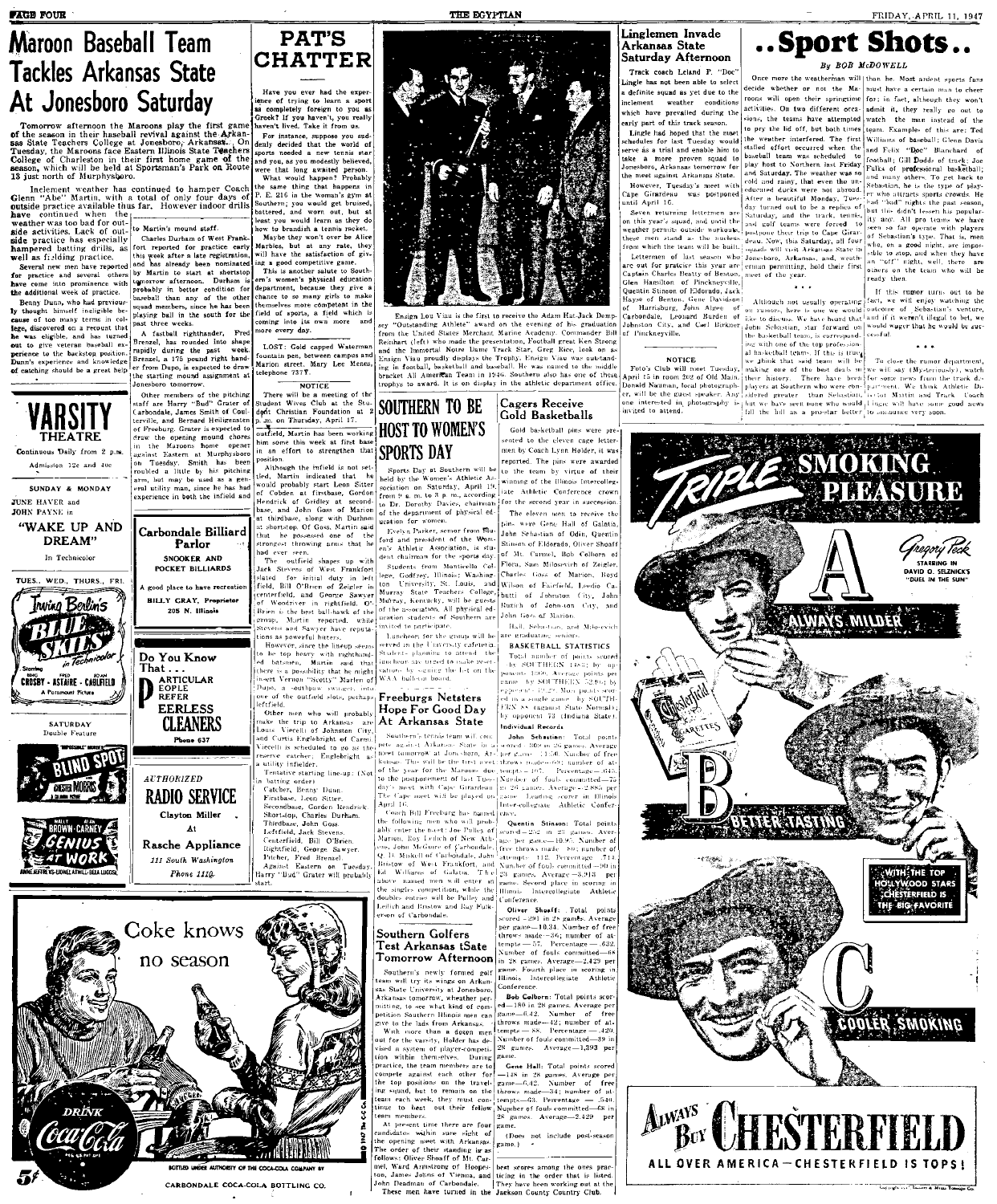# Maroon Baseball Team Tackles Arkansas State At Jonesboro Saturday

Tomorrow afternoon the Maroons play the first game of the season in their baseball revival against the Arkansas State Teachers College at Jonesboro, Arkansas. On Tuesday, the Maroons face Eastern Illinois State Teachers College of Charleston in their first home game of the season, which will be held at Sportsman's Park on Route 13 just north of Murphysboro.

Inclement weather has continued to hamper Coach Glenn "Abe" Martin, with a total of only four days of outside practice available thus far. However indoor drills have continued when the weather was too bad for outside activities. Lack of outside practice has especially hampered batting drills, as well as fielding practice.

Several new men have reported for practice and several others have come into prominence with the additional week of practice.

Benny Dunn, who had previously thought himself ineligible because of too many terms in college, discovered on a recount that he was eligible, and has turned out to give veteran baseball experience to the backstop position. Dunn's experience and knowledge of catching should be a great help to Martin's mound staff.

Charles Durham of West Frankfort reported for practice early this week after a late registration, and has already been nominated by Martin to start at shortstop tomorrow afternoon. Durham is probably in better condition for baseball than any of the other squad members, since he has been playing ball in the south for the past three weeks.

A fastball righthander, Fred Brenzel, has rounded into shape rapidly during the past week. Brenzel, a 175 pound right hander from Dupo, is expected to draw the starting mound assignment at Jonesboro tomorrow.

Other members of the pitching staff are Harry "Bud" Grater of Carbondale, James Smith of Coulterville, and Bernard Heiligenstein of Freeburg. Grater is expected to draw the opening mound chores in the Maroons home opener against Eastern at Murphysboro on Tuesday. Smith has been troubled a little by his pitching arm, but may be used as a general utility man, since he has had experience in both the infield and outfield. Martin has been working him some this week at first base in an effort to strengthen that position.

Although the infield is not settled, Martin indicated that he would probably start Leon Sitter of Cobden at firstbase, Gordon Hendrick of Gridley at secondbase, and John Goss of Marion at thirdbase, along with Durham at shortstop. Of Goss, Martin said that he possessed one of the strongest throwing arms that he had ever seen.

The outfield shapes up with Jack Stevens of West Frankfort slated for initial duty in left field, Bill O'Brien of Zeigler in centerfield, and George Sawyer of Woodriver in rightfield. O'Brien is the best ball-hawk of the group, Martin reported, while Stevens and Sawyer have reputations as powerful hitters.

However, since the lineup seems to be top heavy with righthanded batsmen, Martin said that there is a possibility that he might insert Vernon "Scotty" Marlen of Dupo, a southpaw swinger, into one of the outfield slots, perhaps leftfield.

Other men who will probably make the trip to Arkansas are Louis Viecelli of Johnston City, and Curtis Englebright of Carmi. Viecelli is scheduled to go as the reserve catcher; Englebright as a utility infielder.

Tentative starting line-up: (Not in batting order)

Catcher, Benny Dunn.
Firstbase, Leon Sitter.
Secondbase, Gordon Hendrick.
Short-stop, Charles Durham.
Thirdbase, John Goss.
Leftfield, Jack Stevens.
Centerfield, Bill O'Brien.
Rightfield, George Sawyer.
Pitcher, Fred Brenzel.

Against Eastern on Tuesday, Harry "Bud" Grater will probably start.

---

**VARSITY THEATRE**

Continuous Daily from 2 p.m.

Admission 12c and 40c

SUNDAY & MONDAY

JUNE HAVER and JOHN PAYNE in

"WAKE UP AND DREAM"

In Technicolor

TUES., WED., THURS., FRI.

Irving Berlin's BLUE SKIES in Technicolor

Starring BING CROSBY · FRED ASTAIRE · JOAN CAULFIELD

A Paramount Picture

SATURDAY Double Feature

BLIND SPOT — CHESTER MORRIS

BROWN-CARNEY — GENIUS AT WORK — ANNE JEFFREYS · LIONEL ATWILL · BELA LUGOSI

---

**Carbondale Billiard Parlor**

SNOOKER AND POCKET BILLIARDS

A good place to have recreation

BILLY GRAY, Proprietor

205 N. Illinois

---

Do You Know That . . .

**P**ARTICULAR **E**OPLE **R**EFER **EERLESS CLEANERS**

Phone 637

---

*AUTHORIZED*

**RADIO SERVICE**

Clayton Miller

At

Rasche Appliance

111 South Washington

Phone 1112

---

# PAT'S CHATTER

Have you ever had the experience of trying to learn a sport as completely foreign to you as Greek? If you haven't, you really haven't lived. Take it from us.

For instance, suppose you suddenly decided that the world of sports needed a new tennis star and you, as you modestly believed, were that long awaited person.

What would happen? Probably the same thing that happens in P. E. 216 in the woman's gym at Southern; you would get bruised, battered, and worn out, but at least you would learn as they do how to brandish a tennis racket.

Maybe they won't ever be Alice Marbles, but at any rate, they will have the satisfaction of giving a good competitive game.

This is another salute to Southern's women's physical education department, because they give a chance to so many girls to make themselves more competent in the field of sports, a field which is coming into its own more and more every day.

LOST: Gold capped Waterman fountain pen, between campus and Marion street. Mary Lee Menees, telephone 737Y.

NOTICE

There will be a meeting of the Student Work Club at the Student Christian Foundation at 2 p.m. on Thursday, April 17.

---

Ensign Lou Viau is the first to receive the Adam Hat-Jack Dempsey "Outstanding Athlete" award on the evening of his graduation from the United States Merchant Marine Academy. Commander Bill Reinhart (left) who made the presentation, Football great Ken Strong and the Immortal Notre Dame Track Star, Greg Rice, look on as Ensign Viau proudly displays the Trophy. Ensign Viau was outstanding in football, basketball and baseball. He was named to the middle bracket All American Team in 1946. Southern also has one of these trophys to award. It is on display in the athletic department office.

---

# SOUTHERN TO BE HOST TO WOMEN'S SPORTS DAY

Sports Day at Southern will be held by the Women's Athletic Association on Saturday, April 19, from 9 a.m. to 3 p.m., according to Dr. Dorothy Davies, chairman of the department of physical education for women.

Evelyn Parker, senior from Bluford and president of the Women's Athletic Association, is student chairman for the sports day.

Students from Monticello College, Godfrey, Illinois; Washington University, St. Louis, and Murray State Teachers College, Murray, Kentucky, will be guests of the association. All physical education students of Southern are invited to participate.

Luncheon for the group will be served in the University cafeteria. Students planning to attend the luncheon are urged to make reservations by signing the list on the WAA bulletin board.

## Freeburgs Netsters Hope For Good Day At Arkansas State

Southern's tennis team will compete against Arkansas State in a meet tomorrow at Jonesboro, Arkansas. This will be the first meet of the year for the Maroons due to the postponement of last Tuesday's meet with Cape Girardeau. The Cape meet will be played on April 16.

Coach Bill Freeburg has named the following men who will probably enter the meet: Joe Pulley of Marion, Roy Leilich of New Athens, John McGuire of Carbondale, Q. D. Miskell of Carbondale, John Bristow of West Frankfort, and Ed Williams of Galatia. The above named men will enter in the singles competition, while the doubles entries will be Pulley and Leilich and Bristow and Ray Fulkerson of Carbondale.

## Southern Golfers Test Arkansas tSate Tomorrow Afternoon

Southern's newly formed golf team will try its wings on Arkansas State University at Jonesboro, Arkansas tomorrow, weather permitting, to see what kind of competition Southern Illinois men can give to the lads from Arkansas.

With more than a dozen men out for the varsity, Holder has devised a system of player-competition within themselves. During practice, the team members are to compete against each other for the top positions on the traveling squad, but to remain on the team each week, they must continue to beat out their fellow team members.

At present time there are four candidates within some sight of the opening meet with Arkansas. The order of their standing is as follows: Oliver Shoaff of Mt. Carmel, Ward Armstrong of Hoopeston, James Johns of Vienna, and John Deadman of Carbondale.

These men have turned in the best scores among the ones practicing in the order that is listed. They have been working out at the Jackson County Country Club.

---

## Cagers Receive Gold Basketballs

Gold basketball pins were presented to the eleven cage lettermen by Coach Lynn Holder, it was reported. The pins were awarded to the team by virtue of their winning of the Illinois Intercollegiate Athletic Conference crown for the second year in succession.

The eleven men to receive the pins were Gene Hall of Galatia, John Sebastian of Odin, Quentin Stinson of Eldorado, Oliver Shoaff of Mt. Carmel, Bob Colborn of Flora, Sam Milosevich of Zeigler, Charles Goss of Marion, Boyd Wilson of Fairfield, Leedio Cabutti of Johnston City, John Dutch of Johnston City, and John Goss of Marion.

Hall, Sebastian, and Milosevich are graduating seniors.

**BASKETBALL STATISTICS**

Total number of points scored by SOUTHERN 1481; by opponents 1306. Average points per game by SOUTHERN 52.89; by opponents 46.64. Most points scored in a single game by SOUTHERN 78 (against State Normal); by opponent 73 (Indiana State).

**Individual Records**

**John Sebastian:** Total points scored—306 in 26 games. Average per game—11.50. Number of free throws made—69; number of attempts—107. Percentage—.645. Number of fouls committed—75 in 26 games. Average—2.885 per game. Leading scorer in Illinois Intercollegiate Athletic Conference.

**Quentin Stinson:** Total points scored—282 in 28 games. Average per game—10.07. Number of free throws made—80; number of attempts—112. Percentage—.714. Number of fouls committed—90 in 23 games. Average—3.913 per game. Second place in scoring in Illinois Intercollegiate Athletic Conference.

**Oliver Shoaff:** Total points scored—291 in 28 games. Average per game—10.34. Number of free throws made—36; number of attempts—57. Percentage—.632. Number of fouls committed—68 in 28 games. Average—2.429 per game. Fourth place in scoring in Illinois Intercollegiate Athletic Conference.

**Bob Colborn:** Total points scored—180 in 28 games. Average per game—6.42. Number of free throws made—42; number of attempts—88. Percentage—.420. Number of fouls committed—39 in 28 games. Average—1,393 per game.

**Gene Hall:** Total points scored—148 in 28 games. Average per game—6.42. Number of free throws made—34; number of attempts—63. Percentage—.540. Number of fouls committed—68 in 28 games. Average—2.429 per game.

(Does not include post-season game.)

---

## Linglemen Invade Arkansas State Saturday Afternoon

Track coach Leland P. "Doc" Lingle has not been able to select a definite squad as yet due to the inclement weather conditions which have prevailed during the early part of this track season.

Lingle had hoped that the meet schedules for last Tuesday would serve as a trial and enable him to take a more proven squad to Jonesboro, Arkansas tomorrow for the meet against Arkansas State.

However, Tuesday's meet with Cape Girardeau was postponed until April 16.

Seven returning lettermen are on this year's squad, and until the weather permits outside workouts, these men stand as the nucleus from which the team will be built.

Lettermen of last season who are out for practice this year are Captain Charles Beatty of Benton, Glen Hamilton of Pinckneyville, Quentin Stinson of Eldorado, Jack Hayes of Harrisburg, John Algee of Carbondale, Leonard Burden of Johnston City, and Carl Birkner of Pinckneyville.

NOTICE

Foto's Club will meet Tuesday, April 15 in room 202 of Old Main. Donald Neuman, local photographer, will be the guest speaker. Any one interested in photography is invited to attend.

---

# ..Sport Shots..

*By BOB McDOWELL*

Once more the weatherman will decide whether or not the Maroons will open their springtime activities. On two different occasions, the teams have attempted to pry the lid off, but both times the weather interfered. The first stalled effort occurred when the baseball team was scheduled to play host to Northern last Friday and Saturday. The weather was so cold and rainy, that even the uneducated ducks were not abroad. After a beautiful Monday, Tuesday turned out to be a replica of Saturday, and the track, tennis, and golf teams were forced to postpone their trip to Cape Girardeau. Now, this Saturday, all four squads will visit Arkansas State in Jonesboro, Arkansas, and, weatherman permitting, hold their first meet of the year.

\* \* \*

Although not usually operating on rumors, here is one we would like to discuss. We have heard that John Sebastian, star forward on the basketball team, is corresponding with one of the top professional basketball teams. If this is true, we think that said team will be making one of the best deals in their history. There have been players at Southern who were considered greater than Sebastian, but we have seen none who would fill the bill as a pro-star better than he. Most ardent sports fans must have a certain man to cheer for; in fact, although they won't admit it, they really go out to watch the man instead of the team. Examples of this are: Ted Williams of baseball; Glenn Davis and Felix "Doc" Blanchard of football; Gill Dodds of track; Joe Fulks of professional basketball; and many others. To get back to Sebastian, he is the type of player who attracts sports crowds. He had "bad" nights the past season, but this didn't lessen his popularity any. All pro teams we have seen so far operate with players of Sebastian's type. That is, men who, on a good night, are impossible to stop, and when they have an "off" night, well, there are others on the team who will be ready then.

If this rumor turns out to be fact, we will enjoy watching the outcome of Sebastian's venture, and if it weren't illegal to bet, we would wager that he would be successful.

To close the rumor department, we will say (My-sterously), watch for some news from the track department. We think Athletic Director Martin and Track Coach Lingle will have some good news to announce very soon.

---

Coke knows no season

DRINK Coca-Cola

5¢

BOTTLED UNDER AUTHORITY OF THE COCA-COLA COMPANY BY

CARBONDALE COCA-COLA BOTTLING CO.

---

TRIPLE SMOKING PLEASURE

Gregory Peck STARRING IN DAVID O. SELZNICK'S "DUEL IN THE SUN"

A ALWAYS MILDER

B BETTER TASTING

C COOLER SMOKING

WITH THE TOP HOLLYWOOD STARS CHESTERFIELD IS THE BIG FAVORITE

ALWAYS BUY CHESTERFIELD

ALL OVER AMERICA—CHESTERFIELD IS TOPS!